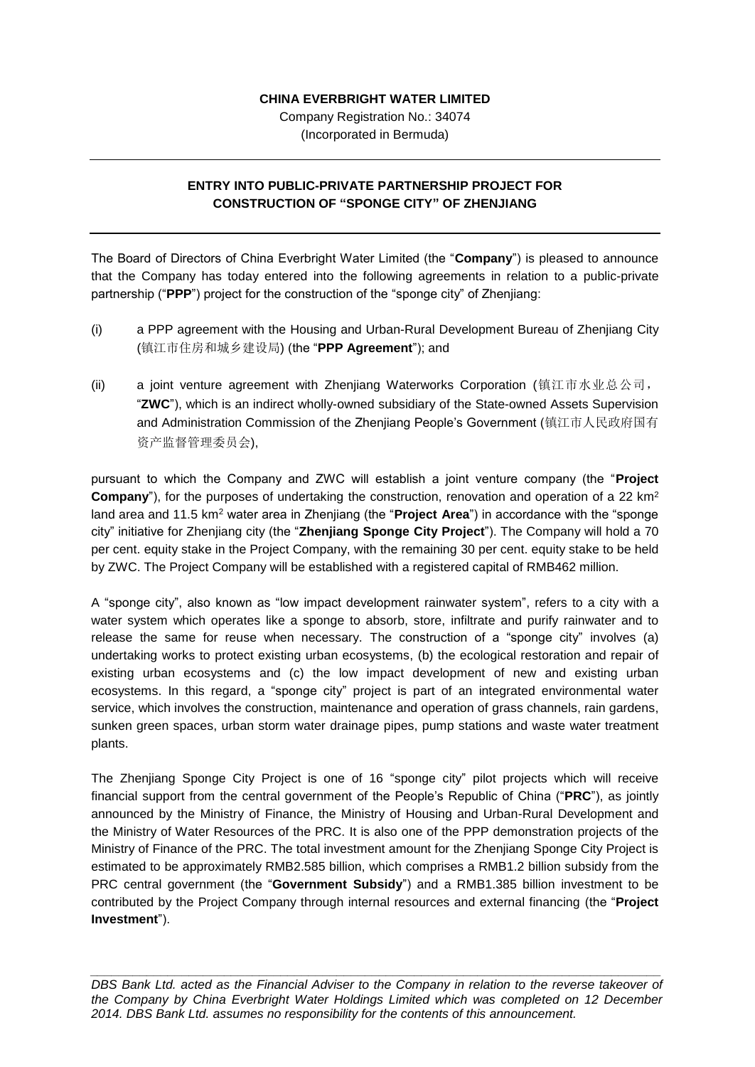**CHINA EVERBRIGHT WATER LIMITED**

Company Registration No.: 34074

(Incorporated in Bermuda)

---

## ENTRY INTO PUBLIC-PRIVATE PARTNERSHIP PROJECT FOR CONSTRUCTION OF "SPONGE CITY" OF ZHENJIANG

---

The Board of Directors of China Everbright Water Limited (the "**Company**") is pleased to announce that the Company has today entered into the following agreements in relation to a public-private partnership ("**PPP**") project for the construction of the "sponge city" of Zhenjiang:

(i) a PPP agreement with the Housing and Urban-Rural Development Bureau of Zhenjiang City (镇江市住房和城乡建设局) (the "**PPP Agreement**"); and

(ii) a joint venture agreement with Zhenjiang Waterworks Corporation (镇江市水业总公司, "**ZWC**"), which is an indirect wholly-owned subsidiary of the State-owned Assets Supervision and Administration Commission of the Zhenjiang People's Government (镇江市人民政府国有资产监督管理委员会),

pursuant to which the Company and ZWC will establish a joint venture company (the "**Project Company**"), for the purposes of undertaking the construction, renovation and operation of a 22 $km^2$ land area and 11.5 $km^2$ water area in Zhenjiang (the "**Project Area**") in accordance with the "sponge city" initiative for Zhenjiang city (the "**Zhenjiang Sponge City Project**"). The Company will hold a 70 per cent. equity stake in the Project Company, with the remaining 30 per cent. equity stake to be held by ZWC. The Project Company will be established with a registered capital of RMB462 million.

A "sponge city", also known as "low impact development rainwater system", refers to a city with a water system which operates like a sponge to absorb, store, infiltrate and purify rainwater and to release the same for reuse when necessary. The construction of a "sponge city" involves (a) undertaking works to protect existing urban ecosystems, (b) the ecological restoration and repair of existing urban ecosystems and (c) the low impact development of new and existing urban ecosystems. In this regard, a "sponge city" project is part of an integrated environmental water service, which involves the construction, maintenance and operation of grass channels, rain gardens, sunken green spaces, urban storm water drainage pipes, pump stations and waste water treatment plants.

The Zhenjiang Sponge City Project is one of 16 "sponge city" pilot projects which will receive financial support from the central government of the People's Republic of China ("**PRC**"), as jointly announced by the Ministry of Finance, the Ministry of Housing and Urban-Rural Development and the Ministry of Water Resources of the PRC. It is also one of the PPP demonstration projects of the Ministry of Finance of the PRC. The total investment amount for the Zhenjiang Sponge City Project is estimated to be approximately RMB2.585 billion, which comprises a RMB1.2 billion subsidy from the PRC central government (the "**Government Subsidy**") and a RMB1.385 billion investment to be contributed by the Project Company through internal resources and external financing (the "**Project Investment**").

---

*DBS Bank Ltd. acted as the Financial Adviser to the Company in relation to the reverse takeover of the Company by China Everbright Water Holdings Limited which was completed on 12 December 2014. DBS Bank Ltd. assumes no responsibility for the contents of this announcement.*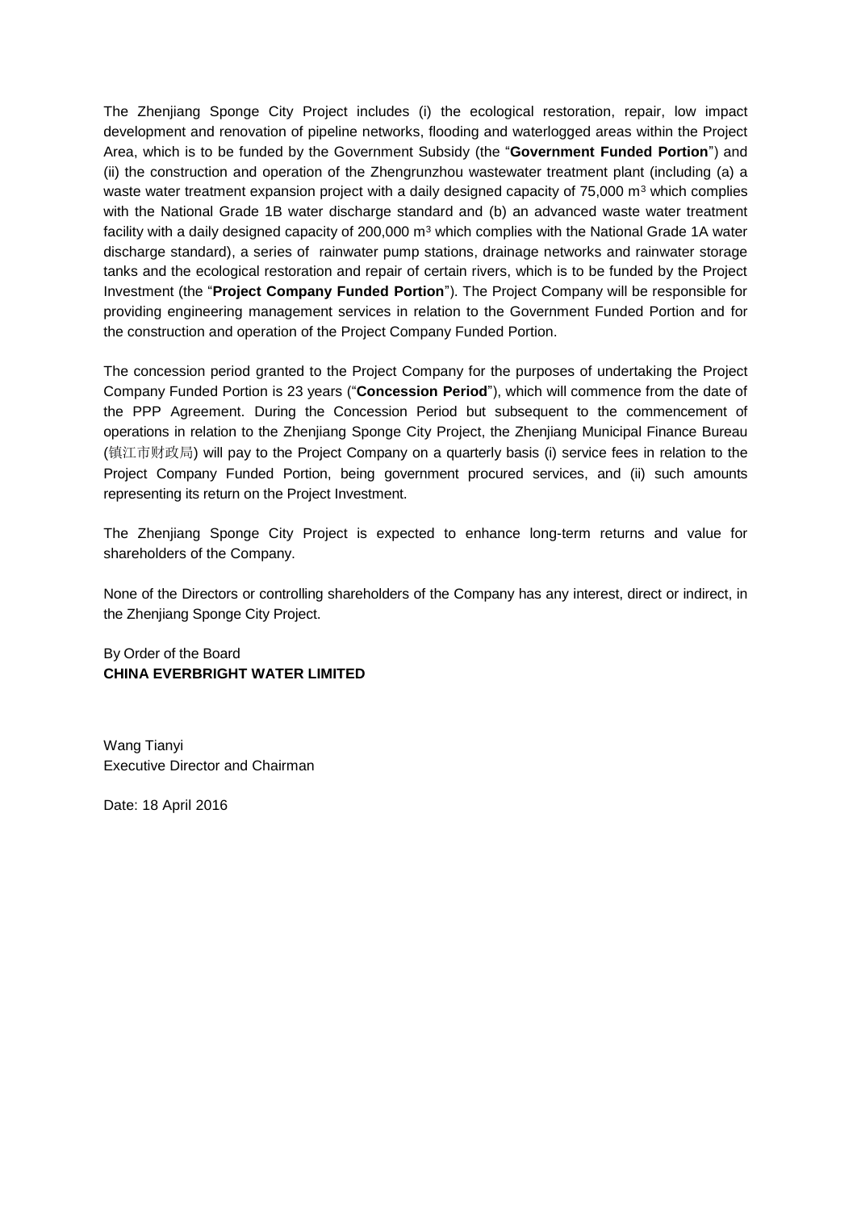The Zhenjiang Sponge City Project includes (i) the ecological restoration, repair, low impact development and renovation of pipeline networks, flooding and waterlogged areas within the Project Area, which is to be funded by the Government Subsidy (the "**Government Funded Portion**") and (ii) the construction and operation of the Zhengrunzhou wastewater treatment plant (including (a) a waste water treatment expansion project with a daily designed capacity of 75,000 $m^3$ which complies with the National Grade 1B water discharge standard and (b) an advanced waste water treatment facility with a daily designed capacity of 200,000 $m^3$ which complies with the National Grade 1A water discharge standard), a series of rainwater pump stations, drainage networks and rainwater storage tanks and the ecological restoration and repair of certain rivers, which is to be funded by the Project Investment (the "**Project Company Funded Portion**"). The Project Company will be responsible for providing engineering management services in relation to the Government Funded Portion and for the construction and operation of the Project Company Funded Portion.

The concession period granted to the Project Company for the purposes of undertaking the Project Company Funded Portion is 23 years ("**Concession Period**"), which will commence from the date of the PPP Agreement. During the Concession Period but subsequent to the commencement of operations in relation to the Zhenjiang Sponge City Project, the Zhenjiang Municipal Finance Bureau (镇江市财政局) will pay to the Project Company on a quarterly basis (i) service fees in relation to the Project Company Funded Portion, being government procured services, and (ii) such amounts representing its return on the Project Investment.

The Zhenjiang Sponge City Project is expected to enhance long-term returns and value for shareholders of the Company.

None of the Directors or controlling shareholders of the Company has any interest, direct or indirect, in the Zhenjiang Sponge City Project.

By Order of the Board
**CHINA EVERBRIGHT WATER LIMITED**

Wang Tianyi
Executive Director and Chairman

Date: 18 April 2016